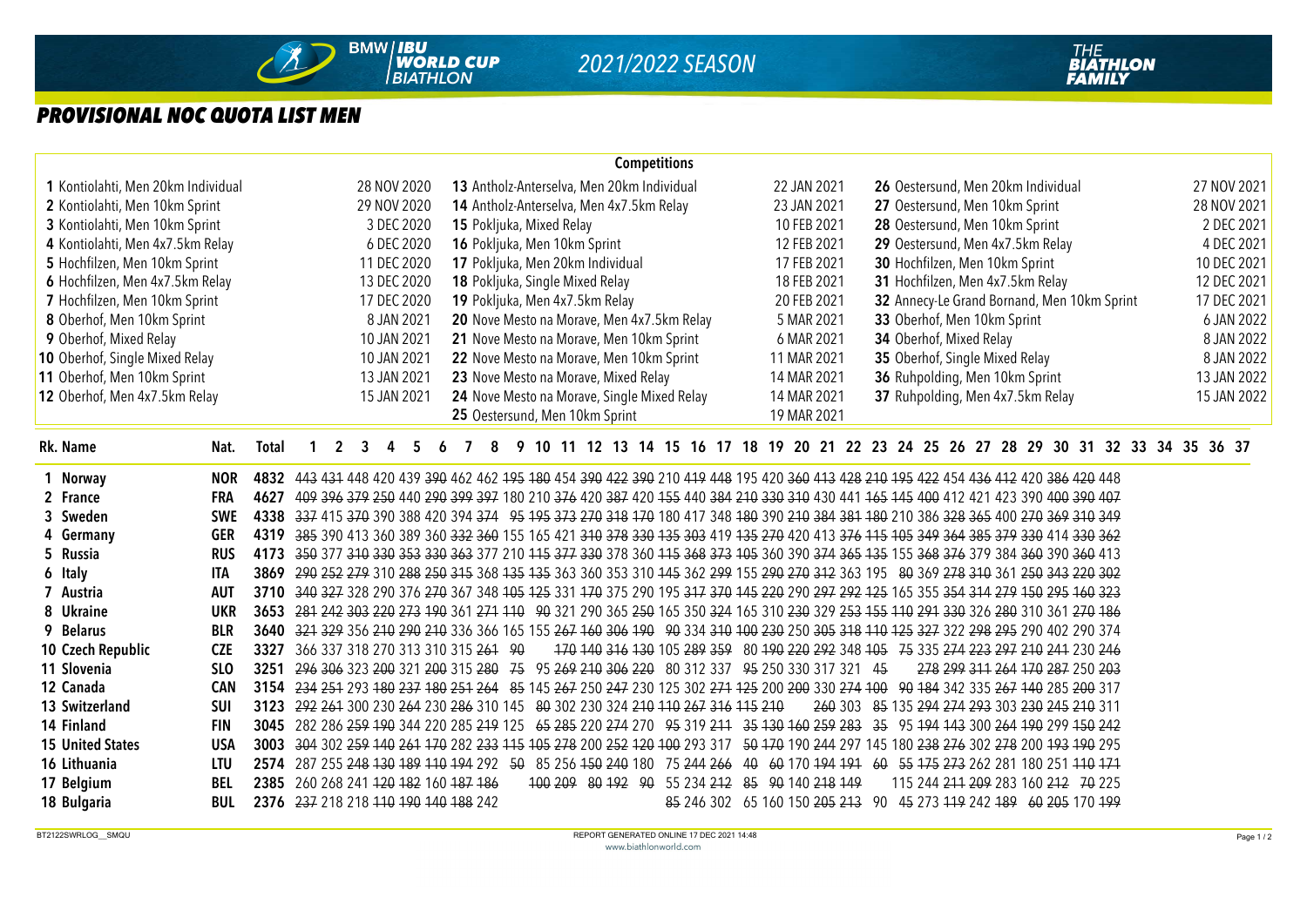# PROVISIONAL NOC QUOTA LIST MEN

2021/2022 SEASON

## Competitions

| No. | Competition | Date |
|---|---|---|
| 1 | Kontiolahti, Men 20km Individual | 28 NOV 2020 |
| 2 | Kontiolahti, Men 10km Sprint | 29 NOV 2020 |
| 3 | Kontiolahti, Men 10km Sprint | 3 DEC 2020 |
| 4 | Kontiolahti, Men 4x7.5km Relay | 6 DEC 2020 |
| 5 | Hochfilzen, Men 10km Sprint | 11 DEC 2020 |
| 6 | Hochfilzen, Men 4x7.5km Relay | 13 DEC 2020 |
| 7 | Hochfilzen, Men 10km Sprint | 17 DEC 2020 |
| 8 | Oberhof, Men 10km Sprint | 8 JAN 2021 |
| 9 | Oberhof, Mixed Relay | 10 JAN 2021 |
| 10 | Oberhof, Single Mixed Relay | 10 JAN 2021 |
| 11 | Oberhof, Men 10km Sprint | 13 JAN 2021 |
| 12 | Oberhof, Men 4x7.5km Relay | 15 JAN 2021 |
| 13 | Antholz-Anterselva, Men 20km Individual | 22 JAN 2021 |
| 14 | Antholz-Anterselva, Men 4x7.5km Relay | 23 JAN 2021 |
| 15 | Pokljuka, Mixed Relay | 10 FEB 2021 |
| 16 | Pokljuka, Men 10km Sprint | 12 FEB 2021 |
| 17 | Pokljuka, Men 20km Individual | 17 FEB 2021 |
| 18 | Pokljuka, Single Mixed Relay | 18 FEB 2021 |
| 19 | Pokljuka, Men 4x7.5km Relay | 20 FEB 2021 |
| 20 | Nove Mesto na Morave, Men 4x7.5km Relay | 5 MAR 2021 |
| 21 | Nove Mesto na Morave, Men 10km Sprint | 6 MAR 2021 |
| 22 | Nove Mesto na Morave, Men 10km Sprint | 11 MAR 2021 |
| 23 | Nove Mesto na Morave, Mixed Relay | 14 MAR 2021 |
| 24 | Nove Mesto na Morave, Single Mixed Relay | 14 MAR 2021 |
| 25 | Oestersund, Men 10km Sprint | 19 MAR 2021 |
| 26 | Oestersund, Men 20km Individual | 27 NOV 2021 |
| 27 | Oestersund, Men 10km Sprint | 28 NOV 2021 |
| 28 | Oestersund, Men 10km Sprint | 2 DEC 2021 |
| 29 | Oestersund, Men 4x7.5km Relay | 4 DEC 2021 |
| 30 | Hochfilzen, Men 10km Sprint | 10 DEC 2021 |
| 31 | Hochfilzen, Men 4x7.5km Relay | 12 DEC 2021 |
| 32 | Annecy-Le Grand Bornand, Men 10km Sprint | 17 DEC 2021 |
| 33 | Oberhof, Men 10km Sprint | 6 JAN 2022 |
| 34 | Oberhof, Mixed Relay | 8 JAN 2022 |
| 35 | Oberhof, Single Mixed Relay | 8 JAN 2022 |
| 36 | Ruhpolding, Men 10km Sprint | 13 JAN 2022 |
| 37 | Ruhpolding, Men 4x7.5km Relay | 15 JAN 2022 |

| Rk. | Name | Nat. | Total | 1 | 2 | 3 | 4 | 5 | 6 | 7 | 8 | 9 | 10 | 11 | 12 | 13 | 14 | 15 | 16 | 17 | 18 | 19 | 20 | 21 | 22 | 23 | 24 | 25 | 26 | 27 | 28 | 29 | 30 | 31 | 32 | 33 | 34 | 35 | 36 | 37 |
|---|---|---|---|---|---|---|---|---|---|---|---|---|---|---|---|---|---|---|---|---|---|---|---|---|---|---|---|---|---|---|---|---|---|---|---|---|---|---|---|---|
| 1 | Norway | NOR | 4832 | ~~443~~ | ~~431~~ | 448 | 420 | 439 | ~~390~~ | 462 | 462 | ~~195~~ | ~~180~~ | 454 | ~~390~~ | ~~422~~ | ~~390~~ | 210 | ~~419~~ | 448 | 195 | 420 | ~~360~~ | ~~413~~ | ~~428~~ | ~~210~~ | ~~195~~ | 422 | 454 | ~~436~~ | ~~412~~ | 420 | ~~386~~ | 420 | 448 | | | | | |
| 2 | France | FRA | 4627 | ~~409~~ | ~~396~~ | ~~379~~ | ~~250~~ | 440 | ~~290~~ | ~~399~~ | ~~397~~ | 180 | 210 | ~~376~~ | 420 | ~~387~~ | 420 | ~~155~~ | 440 | ~~384~~ | ~~210~~ | ~~330~~ | ~~310~~ | 430 | 441 | ~~165~~ | ~~145~~ | ~~400~~ | 412 | 421 | 423 | 390 | ~~400~~ | ~~390~~ | ~~407~~ | | | | | |
| 3 | Sweden | SWE | 4338 | ~~337~~ | 415 | ~~370~~ | 390 | 388 | 420 | 394 | ~~374~~ | ~~95~~ | ~~195~~ | ~~373~~ | ~~270~~ | ~~318~~ | ~~170~~ | 180 | 417 | 348 | ~~180~~ | 390 | ~~210~~ | ~~384~~ | ~~381~~ | ~~180~~ | 210 | 386 | ~~328~~ | ~~365~~ | 400 | ~~270~~ | ~~369~~ | ~~310~~ | ~~349~~ | | | | | |
| 4 | Germany | GER | 4319 | ~~385~~ | 390 | 413 | 360 | 389 | 360 | ~~332~~ | ~~360~~ | 155 | 165 | 421 | ~~310~~ | ~~378~~ | ~~330~~ | ~~135~~ | ~~303~~ | 419 | ~~135~~ | ~~270~~ | 420 | 413 | ~~376~~ | ~~115~~ | ~~105~~ | ~~349~~ | ~~364~~ | ~~385~~ | ~~379~~ | ~~330~~ | 414 | ~~330~~ | ~~362~~ | | | | | |
| 5 | Russia | RUS | 4173 | ~~350~~ | 377 | ~~310~~ | ~~330~~ | ~~353~~ | ~~330~~ | ~~363~~ | 377 | 210 | ~~115~~ | ~~377~~ | ~~330~~ | 378 | 360 | ~~115~~ | ~~368~~ | ~~373~~ | ~~105~~ | 360 | 390 | ~~374~~ | ~~365~~ | ~~135~~ | 155 | ~~368~~ | ~~376~~ | 379 | 384 | ~~360~~ | 390 | ~~360~~ | 413 | | | | | |
| 6 | Italy | ITA | 3869 | ~~290~~ | ~~252~~ | ~~279~~ | 310 | ~~288~~ | ~~250~~ | ~~315~~ | 368 | ~~135~~ | ~~135~~ | 363 | 360 | 353 | 310 | ~~145~~ | 362 | ~~299~~ | 155 | ~~290~~ | ~~270~~ | ~~312~~ | 363 | 195 | ~~80~~ | 369 | ~~278~~ | ~~310~~ | 361 | ~~250~~ | ~~343~~ | ~~220~~ | ~~302~~ | | | | | |
| 7 | Austria | AUT | 3710 | ~~340~~ | ~~327~~ | 328 | 290 | ~~376~~ | ~~270~~ | 367 | 348 | ~~105~~ | ~~125~~ | 331 | ~~170~~ | 375 | 290 | 195 | ~~317~~ | ~~370~~ | ~~145~~ | 220 | 290 | ~~297~~ | ~~292~~ | ~~125~~ | 165 | 355 | ~~354~~ | ~~314~~ | ~~279~~ | ~~150~~ | ~~295~~ | ~~160~~ | ~~323~~ | | | | | |
| 8 | Ukraine | UKR | 3653 | ~~281~~ | ~~242~~ | ~~303~~ | ~~220~~ | ~~273~~ | ~~190~~ | 361 | ~~271~~ | ~~110~~ | ~~90~~ | 321 | 290 | 365 | ~~250~~ | 165 | 350 | ~~324~~ | 165 | 310 | ~~230~~ | 329 | ~~253~~ | ~~155~~ | ~~110~~ | ~~291~~ | ~~330~~ | 326 | ~~280~~ | 310 | 361 | ~~270~~ | ~~186~~ | | | | | |
| 9 | Belarus | BLR | 3640 | ~~321~~ | ~~329~~ | 356 | ~~210~~ | ~~290~~ | ~~210~~ | 336 | 366 | 165 | 155 | ~~267~~ | ~~160~~ | ~~306~~ | ~~190~~ | ~~90~~ | 334 | ~~310~~ | ~~100~~ | ~~230~~ | 250 | ~~305~~ | ~~318~~ | ~~110~~ | ~~125~~ | ~~327~~ | 322 | ~~298~~ | ~~295~~ | 290 | 402 | 290 | 374 | | | | | |
| 10 | Czech Republic | CZE | 3327 | 366 | 337 | 318 | 270 | 313 | 310 | 315 | ~~261~~ | ~~90~~ | | ~~170~~ | ~~140~~ | ~~316~~ | ~~130~~ | 105 | ~~289~~ | ~~359~~ | 80 | ~~190~~ | ~~220~~ | ~~292~~ | 348 | ~~105~~ | ~~75~~ | 335 | ~~274~~ | ~~223~~ | ~~297~~ | ~~210~~ | ~~241~~ | 230 | ~~246~~ | | | | | |
| 11 | Slovenia | SLO | 3251 | ~~296~~ | ~~306~~ | 323 | ~~200~~ | 321 | ~~200~~ | 315 | ~~280~~ | 75 | 95 | ~~269~~ | ~~210~~ | ~~306~~ | ~~220~~ | 80 | 312 | 337 | ~~95~~ | 250 | 330 | 317 | 321 | ~~45~~ | | ~~278~~ | ~~299~~ | ~~311~~ | ~~264~~ | ~~170~~ | ~~287~~ | 250 | ~~203~~ | | | | | |
| 12 | Canada | CAN | 3154 | ~~234~~ | ~~251~~ | 293 | ~~180~~ | ~~237~~ | ~~180~~ | ~~251~~ | ~~264~~ | ~~85~~ | 145 | ~~267~~ | 250 | ~~247~~ | 230 | 125 | 302 | ~~271~~ | ~~125~~ | 200 | ~~200~~ | 330 | ~~274~~ | ~~100~~ | 90 | ~~184~~ | 342 | 335 | ~~267~~ | ~~140~~ | 285 | ~~200~~ | 317 | | | | | |
| 13 | Switzerland | SUI | 3123 | ~~292~~ | ~~261~~ | 300 | 230 | ~~264~~ | 230 | ~~286~~ | 310 | 145 | ~~80~~ | 302 | 230 | 324 | ~~210~~ | ~~110~~ | ~~267~~ | ~~316~~ | ~~115~~ | ~~210~~ | | ~~260~~ | 303 | ~~85~~ | 135 | ~~294~~ | ~~274~~ | ~~293~~ | 303 | ~~230~~ | ~~245~~ | ~~210~~ | 311 | | | | | |
| 14 | Finland | FIN | 3045 | 282 | 286 | ~~259~~ | ~~190~~ | 344 | 220 | 285 | ~~219~~ | 125 | ~~65~~ | ~~285~~ | 220 | ~~274~~ | 270 | ~~95~~ | 319 | ~~211~~ | ~~35~~ | ~~130~~ | ~~160~~ | ~~259~~ | ~~283~~ | ~~35~~ | 95 | ~~194~~ | ~~143~~ | 300 | ~~264~~ | ~~190~~ | 299 | ~~150~~ | ~~242~~ | | | | | |
| 15 | United States | USA | 3003 | ~~304~~ | 302 | ~~259~~ | ~~140~~ | ~~261~~ | ~~170~~ | 282 | ~~233~~ | ~~115~~ | ~~105~~ | ~~278~~ | 200 | ~~252~~ | ~~120~~ | ~~100~~ | 293 | 317 | ~~50~~ | ~~170~~ | 190 | ~~244~~ | 297 | 145 | 180 | ~~238~~ | ~~276~~ | 302 | ~~278~~ | 200 | ~~193~~ | ~~190~~ | 295 | | | | | |
| 16 | Lithuania | LTU | 2574 | 287 | 255 | ~~248~~ | ~~130~~ | ~~189~~ | ~~110~~ | ~~194~~ | 292 | ~~50~~ | 85 | 256 | ~~150~~ | ~~240~~ | 180 | 75 | ~~244~~ | ~~266~~ | ~~40~~ | ~~60~~ | 170 | ~~194~~ | ~~191~~ | ~~60~~ | ~~55~~ | ~~175~~ | ~~273~~ | 262 | 281 | 180 | 251 | ~~110~~ | ~~171~~ | | | | | |
| 17 | Belgium | BEL | 2385 | 260 | 268 | 241 | ~~120~~ | ~~182~~ | 160 | ~~187~~ | ~~186~~ | | ~~100~~ | ~~209~~ | 80 | ~~192~~ | 90 | 55 | 234 | ~~212~~ | 85 | 90 | 140 | ~~218~~ | ~~149~~ | | 115 | 244 | ~~211~~ | ~~209~~ | 283 | 160 | ~~212~~ | 70 | 225 | | | | | |
| 18 | Bulgaria | BUL | 2376 | ~~237~~ | 218 | 218 | ~~110~~ | ~~190~~ | ~~140~~ | ~~188~~ | 242 | | | | | | | ~~85~~ | 246 | 302 | 65 | 160 | 150 | ~~205~~ | ~~213~~ | 90 | ~~45~~ | 273 | ~~119~~ | 242 | ~~189~~ | ~~60~~ | ~~205~~ | 170 | ~~199~~ | | | | | |

BT2122SWRLOG__SMQU

REPORT GENERATED ONLINE 17 DEC 2021 14:48

www.biathlonworld.com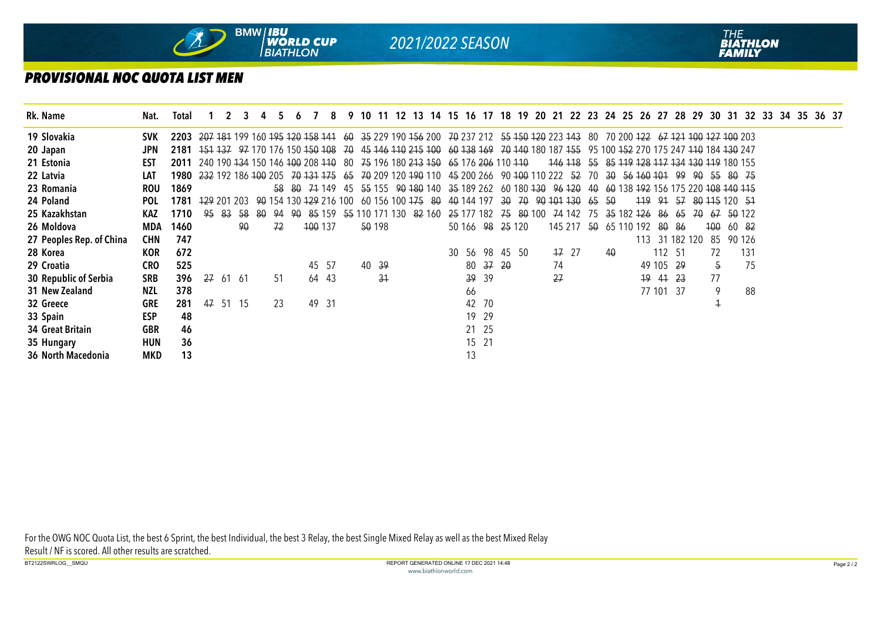## PROVISIONAL NOC QUOTA LIST MEN

| Rk. Name | Nat. | Total | 1 | 2 | 3 | 4 | 5 | 6 | 7 | 8 | 9 | 10 | 11 | 12 | 13 | 14 | 15 | 16 | 17 | 18 | 19 | 20 | 21 | 22 | 23 | 24 | 25 | 26 | 27 | 28 | 29 | 30 | 31 | 32 | 33 | 34 | 35 | 36 | 37 |
|---|---|---|---|---|---|---|---|---|---|---|---|---|---|---|---|---|---|---|---|---|---|---|---|---|---|---|---|---|---|---|---|---|---|---|---|---|---|---|---|
| 19 Slovakia | SVK | 2203 | ~~207~~ | ~~181~~ | 199 | 160 | ~~195~~ | ~~120~~ | ~~158~~ | ~~141~~ | ~~60~~ | ~~35~~ | 229 | 190 | ~~156~~ | 200 | ~~70~~ | 237 | 212 | ~~55~~ | ~~150~~ | ~~120~~ | 223 | ~~143~~ | 80 | 70 | 200 | ~~122~~ | ~~67~~ | ~~121~~ | ~~100~~ | ~~127~~ | ~~100~~ | 203 | | | | | |
| 20 Japan | JPN | 2181 | ~~151~~ | ~~137~~ | ~~97~~ | 170 | 176 | 150 | ~~150~~ | ~~108~~ | ~~70~~ | ~~45~~ | ~~146~~ | ~~110~~ | ~~215~~ | ~~100~~ | ~~60~~ | ~~138~~ | ~~169~~ | ~~70~~ | ~~140~~ | 180 | 187 | ~~155~~ | 95 | 100 | ~~152~~ | 270 | 175 | 247 | ~~110~~ | 184 | ~~130~~ | 247 | | | | | |
| 21 Estonia | EST | 2011 | 240 | 190 | ~~134~~ | 150 | 146 | ~~100~~ | 208 | ~~110~~ | 80 | ~~75~~ | 196 | 180 | ~~213~~ | ~~150~~ | ~~65~~ | 176 | ~~206~~ | 110 | ~~110~~ | | ~~146~~ | ~~118~~ | ~~55~~ | ~~85~~ | ~~119~~ | ~~128~~ | ~~117~~ | ~~134~~ | ~~130~~ | ~~119~~ | 180 | 155 | | | | | |
| 22 Latvia | LAT | 1980 | ~~232~~ | 192 | 186 | ~~100~~ | 205 | ~~70~~ | ~~131~~ | ~~175~~ | ~~65~~ | ~~70~~ | 209 | 120 | ~~190~~ | 110 | ~~45~~ | 200 | 266 | 90 | ~~100~~ | 110 | 222 | ~~52~~ | 70 | ~~30~~ | ~~56~~ | ~~160~~ | ~~101~~ | ~~99~~ | ~~90~~ | ~~55~~ | ~~80~~ | ~~75~~ | | | | | |
| 23 Romania | ROU | 1869 | | | | | ~~58~~ | ~~80~~ | ~~71~~ | 149 | 45 | ~~55~~ | 155 | ~~90~~ | ~~180~~ | 140 | ~~35~~ | 189 | 262 | 60 | 180 | ~~130~~ | ~~96~~ | ~~120~~ | ~~40~~ | ~~60~~ | 138 | ~~192~~ | 156 | 175 | 220 | ~~108~~ | ~~140~~ | ~~115~~ | | | | | |
| 24 Poland | POL | 1781 | ~~129~~ | 201 | 203 | ~~90~~ | 154 | 130 | ~~129~~ | 216 | 100 | 60 | 156 | 100 | ~~175~~ | ~~80~~ | ~~40~~ | 144 | 197 | ~~30~~ | ~~70~~ | ~~90~~ | ~~101~~ | ~~130~~ | ~~65~~ | ~~50~~ | | ~~119~~ | ~~91~~ | ~~57~~ | ~~80~~ | ~~115~~ | 120 | ~~51~~ | | | | | |
| 25 Kazakhstan | KAZ | 1710 | ~~95~~ | ~~83~~ | ~~58~~ | ~~80~~ | ~~94~~ | ~~90~~ | ~~85~~ | 159 | ~~55~~ | 110 | 171 | 130 | ~~82~~ | 160 | ~~25~~ | 177 | 182 | ~~75~~ | ~~80~~ | 100 | ~~74~~ | 142 | 75 | ~~35~~ | 182 | ~~126~~ | ~~86~~ | ~~65~~ | ~~70~~ | ~~67~~ | ~~50~~ | 122 | | | | | |
| 26 Moldova | MDA | 1460 | | | ~~90~~ | | ~~72~~ | | ~~100~~ | 137 | | ~~50~~ | 198 | | | | 50 | 166 | ~~98~~ | ~~25~~ | 120 | | 145 | 217 | ~~50~~ | 65 | 110 | 192 | ~~80~~ | ~~86~~ | | ~~100~~ | 60 | ~~82~~ | | | | | |
| 27 Peoples Rep. of China | CHN | 747 | | | | | | | | | | | | | | | | | | | | | | | | | | 113 | 31 | 182 | 120 | 85 | 90 | 126 | | | | | |
| 28 Korea | KOR | 672 | | | | | | | | | | | | | | | 30 | 56 | 98 | 45 | 50 | | ~~17~~ | 27 | | ~~40~~ | | 112 | 51 | | | 72 | | 131 | | | | | |
| 29 Croatia | CRO | 525 | | | | | | | 45 | 57 | | 40 | ~~39~~ | | | | | 80 | ~~37~~ | ~~20~~ | | | 74 | | | | 49 | 105 | ~~29~~ | | | ~~5~~ | | 75 | | | | | |
| 30 Republic of Serbia | SRB | 396 | ~~27~~ | 61 | 61 | | 51 | | 64 | 43 | | | ~~31~~ | | | | | ~~39~~ | 39 | | | | ~~27~~ | | | | ~~19~~ | ~~41~~ | ~~23~~ | | | 77 | | | | | | | |
| 31 New Zealand | NZL | 378 | | | | | | | | | | | | | | | | 66 | | | | | | | | | 77 | 101 | 37 | | | 9 | | 88 | | | | | |
| 32 Greece | GRE | 281 | ~~47~~ | 51 | 15 | | 23 | | 49 | 31 | | | | | | | | 42 | 70 | | | | | | | | | | | | | ~~1~~ | | | | | | | |
| 33 Spain | ESP | 48 | | | | | | | | | | | | | | | | 19 | 29 | | | | | | | | | | | | | | | | | | | | |
| 34 Great Britain | GBR | 46 | | | | | | | | | | | | | | | | 21 | 25 | | | | | | | | | | | | | | | | | | | | |
| 35 Hungary | HUN | 36 | | | | | | | | | | | | | | | | 15 | 21 | | | | | | | | | | | | | | | | | | | | |
| 36 North Macedonia | MKD | 13 | | | | | | | | | | | | | | | | 13 | | | | | | | | | | | | | | | | | | | | | |

For the OWG NOC Quota List, the best 6 Sprint, the best Individual, the best 3 Relay, the best Single Mixed Relay as well as the best Mixed Relay Result / NF is scored. All other results are scratched.

BT2122SWRLOG__SMQU

REPORT GENERATED ONLINE 17 DEC 2021 14:48
www.biathlonworld.com